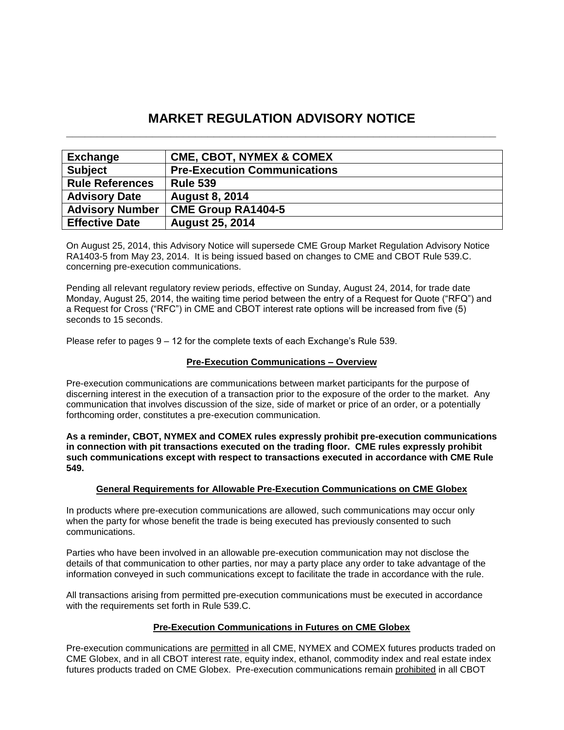# MARKET REGULATION ADVISORY NOTICE

| Exchange | CME, CBOT, NYMEX & COMEX |
|---|---|
| Subject | Pre-Execution Communications |
| Rule References | Rule 539 |
| Advisory Date | August 8, 2014 |
| Advisory Number | CME Group RA1404-5 |
| Effective Date | August 25, 2014 |

On August 25, 2014, this Advisory Notice will supersede CME Group Market Regulation Advisory Notice RA1403-5 from May 23, 2014. It is being issued based on changes to CME and CBOT Rule 539.C. concerning pre-execution communications.

Pending all relevant regulatory review periods, effective on Sunday, August 24, 2014, for trade date Monday, August 25, 2014, the waiting time period between the entry of a Request for Quote ("RFQ") and a Request for Cross ("RFC") in CME and CBOT interest rate options will be increased from five (5) seconds to 15 seconds.

Please refer to pages 9 – 12 for the complete texts of each Exchange's Rule 539.

## Pre-Execution Communications – Overview

Pre-execution communications are communications between market participants for the purpose of discerning interest in the execution of a transaction prior to the exposure of the order to the market. Any communication that involves discussion of the size, side of market or price of an order, or a potentially forthcoming order, constitutes a pre-execution communication.

**As a reminder, CBOT, NYMEX and COMEX rules expressly prohibit pre-execution communications in connection with pit transactions executed on the trading floor. CME rules expressly prohibit such communications except with respect to transactions executed in accordance with CME Rule 549.**

## General Requirements for Allowable Pre-Execution Communications on CME Globex

In products where pre-execution communications are allowed, such communications may occur only when the party for whose benefit the trade is being executed has previously consented to such communications.

Parties who have been involved in an allowable pre-execution communication may not disclose the details of that communication to other parties, nor may a party place any order to take advantage of the information conveyed in such communications except to facilitate the trade in accordance with the rule.

All transactions arising from permitted pre-execution communications must be executed in accordance with the requirements set forth in Rule 539.C.

## Pre-Execution Communications in Futures on CME Globex

Pre-execution communications are permitted in all CME, NYMEX and COMEX futures products traded on CME Globex, and in all CBOT interest rate, equity index, ethanol, commodity index and real estate index futures products traded on CME Globex. Pre-execution communications remain prohibited in all CBOT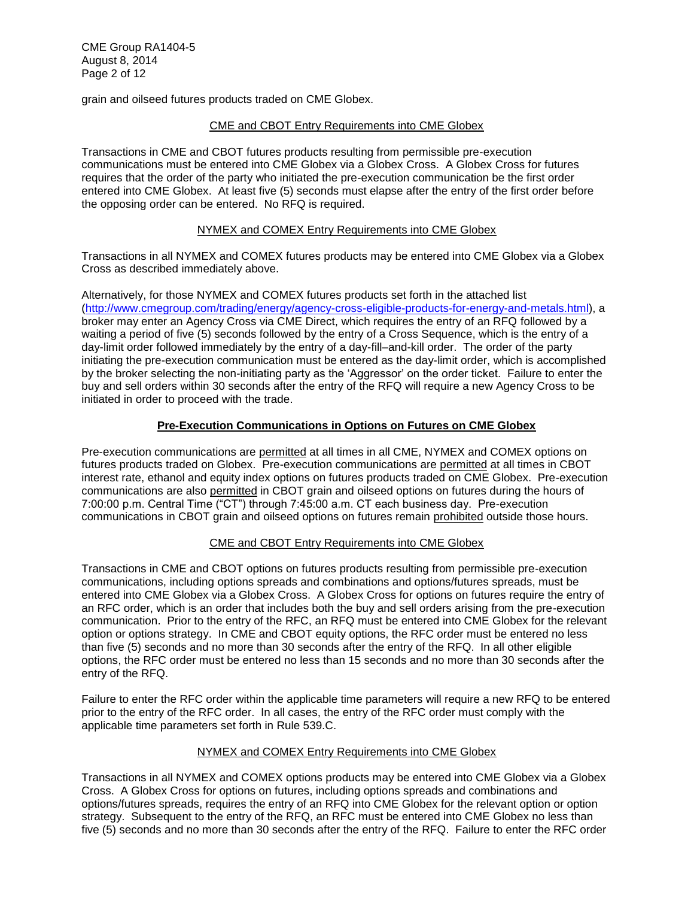grain and oilseed futures products traded on CME Globex.

<u>CME and CBOT Entry Requirements into CME Globex</u>

Transactions in CME and CBOT futures products resulting from permissible pre-execution communications must be entered into CME Globex via a Globex Cross. A Globex Cross for futures requires that the order of the party who initiated the pre-execution communication be the first order entered into CME Globex. At least five (5) seconds must elapse after the entry of the first order before the opposing order can be entered. No RFQ is required.

<u>NYMEX and COMEX Entry Requirements into CME Globex</u>

Transactions in all NYMEX and COMEX futures products may be entered into CME Globex via a Globex Cross as described immediately above.

Alternatively, for those NYMEX and COMEX futures products set forth in the attached list (http://www.cmegroup.com/trading/energy/agency-cross-eligible-products-for-energy-and-metals.html), a broker may enter an Agency Cross via CME Direct, which requires the entry of an RFQ followed by a waiting a period of five (5) seconds followed by the entry of a Cross Sequence, which is the entry of a day-limit order followed immediately by the entry of a day-fill–and-kill order. The order of the party initiating the pre-execution communication must be entered as the day-limit order, which is accomplished by the broker selecting the non-initiating party as the 'Aggressor' on the order ticket. Failure to enter the buy and sell orders within 30 seconds after the entry of the RFQ will require a new Agency Cross to be initiated in order to proceed with the trade.

## Pre-Execution Communications in Options on Futures on CME Globex

Pre-execution communications are <u>permitted</u> at all times in all CME, NYMEX and COMEX options on futures products traded on Globex. Pre-execution communications are <u>permitted</u> at all times in CBOT interest rate, ethanol and equity index options on futures products traded on CME Globex. Pre-execution communications are also <u>permitted</u> in CBOT grain and oilseed options on futures during the hours of 7:00:00 p.m. Central Time ("CT") through 7:45:00 a.m. CT each business day. Pre-execution communications in CBOT grain and oilseed options on futures remain <u>prohibited</u> outside those hours.

<u>CME and CBOT Entry Requirements into CME Globex</u>

Transactions in CME and CBOT options on futures products resulting from permissible pre-execution communications, including options spreads and combinations and options/futures spreads, must be entered into CME Globex via a Globex Cross. A Globex Cross for options on futures require the entry of an RFC order, which is an order that includes both the buy and sell orders arising from the pre-execution communication. Prior to the entry of the RFC, an RFQ must be entered into CME Globex for the relevant option or options strategy. In CME and CBOT equity options, the RFC order must be entered no less than five (5) seconds and no more than 30 seconds after the entry of the RFQ. In all other eligible options, the RFC order must be entered no less than 15 seconds and no more than 30 seconds after the entry of the RFQ.

Failure to enter the RFC order within the applicable time parameters will require a new RFQ to be entered prior to the entry of the RFC order. In all cases, the entry of the RFC order must comply with the applicable time parameters set forth in Rule 539.C.

<u>NYMEX and COMEX Entry Requirements into CME Globex</u>

Transactions in all NYMEX and COMEX options products may be entered into CME Globex via a Globex Cross. A Globex Cross for options on futures, including options spreads and combinations and options/futures spreads, requires the entry of an RFQ into CME Globex for the relevant option or option strategy. Subsequent to the entry of the RFQ, an RFC must be entered into CME Globex no less than five (5) seconds and no more than 30 seconds after the entry of the RFQ. Failure to enter the RFC order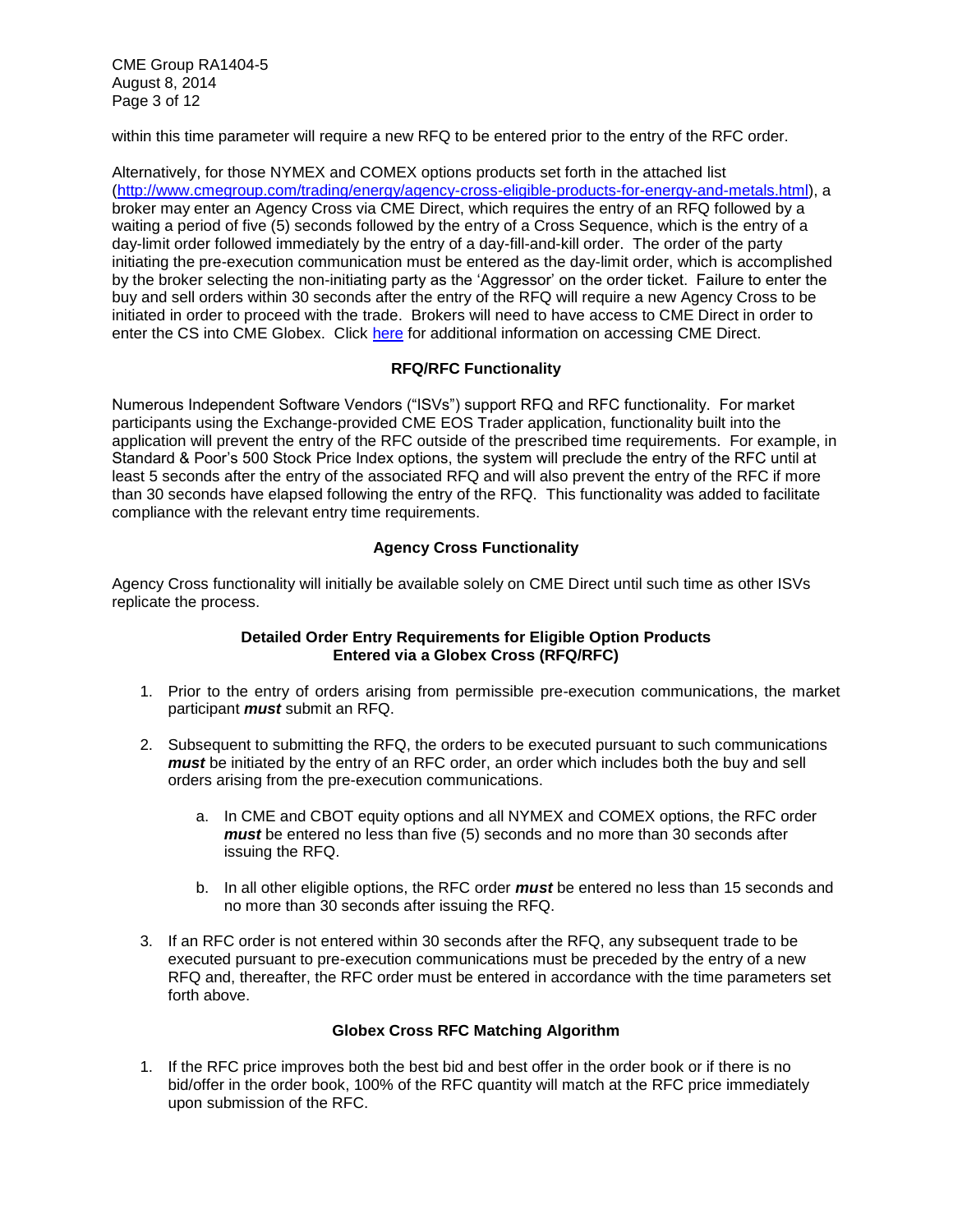within this time parameter will require a new RFQ to be entered prior to the entry of the RFC order.

Alternatively, for those NYMEX and COMEX options products set forth in the attached list (http://www.cmegroup.com/trading/energy/agency-cross-eligible-products-for-energy-and-metals.html), a broker may enter an Agency Cross via CME Direct, which requires the entry of an RFQ followed by a waiting a period of five (5) seconds followed by the entry of a Cross Sequence, which is the entry of a day-limit order followed immediately by the entry of a day-fill-and-kill order. The order of the party initiating the pre-execution communication must be entered as the day-limit order, which is accomplished by the broker selecting the non-initiating party as the 'Aggressor' on the order ticket. Failure to enter the buy and sell orders within 30 seconds after the entry of the RFQ will require a new Agency Cross to be initiated in order to proceed with the trade. Brokers will need to have access to CME Direct in order to enter the CS into CME Globex. Click here for additional information on accessing CME Direct.

### RFQ/RFC Functionality

Numerous Independent Software Vendors ("ISVs") support RFQ and RFC functionality. For market participants using the Exchange-provided CME EOS Trader application, functionality built into the application will prevent the entry of the RFC outside of the prescribed time requirements. For example, in Standard & Poor's 500 Stock Price Index options, the system will preclude the entry of the RFC until at least 5 seconds after the entry of the associated RFQ and will also prevent the entry of the RFC if more than 30 seconds have elapsed following the entry of the RFQ. This functionality was added to facilitate compliance with the relevant entry time requirements.

### Agency Cross Functionality

Agency Cross functionality will initially be available solely on CME Direct until such time as other ISVs replicate the process.

### Detailed Order Entry Requirements for Eligible Option Products Entered via a Globex Cross (RFQ/RFC)

1. Prior to the entry of orders arising from permissible pre-execution communications, the market participant ***must*** submit an RFQ.
2. Subsequent to submitting the RFQ, the orders to be executed pursuant to such communications ***must*** be initiated by the entry of an RFC order, an order which includes both the buy and sell orders arising from the pre-execution communications.
   a. In CME and CBOT equity options and all NYMEX and COMEX options, the RFC order ***must*** be entered no less than five (5) seconds and no more than 30 seconds after issuing the RFQ.
   b. In all other eligible options, the RFC order ***must*** be entered no less than 15 seconds and no more than 30 seconds after issuing the RFQ.
3. If an RFC order is not entered within 30 seconds after the RFQ, any subsequent trade to be executed pursuant to pre-execution communications must be preceded by the entry of a new RFQ and, thereafter, the RFC order must be entered in accordance with the time parameters set forth above.

### Globex Cross RFC Matching Algorithm

1. If the RFC price improves both the best bid and best offer in the order book or if there is no bid/offer in the order book, 100% of the RFC quantity will match at the RFC price immediately upon submission of the RFC.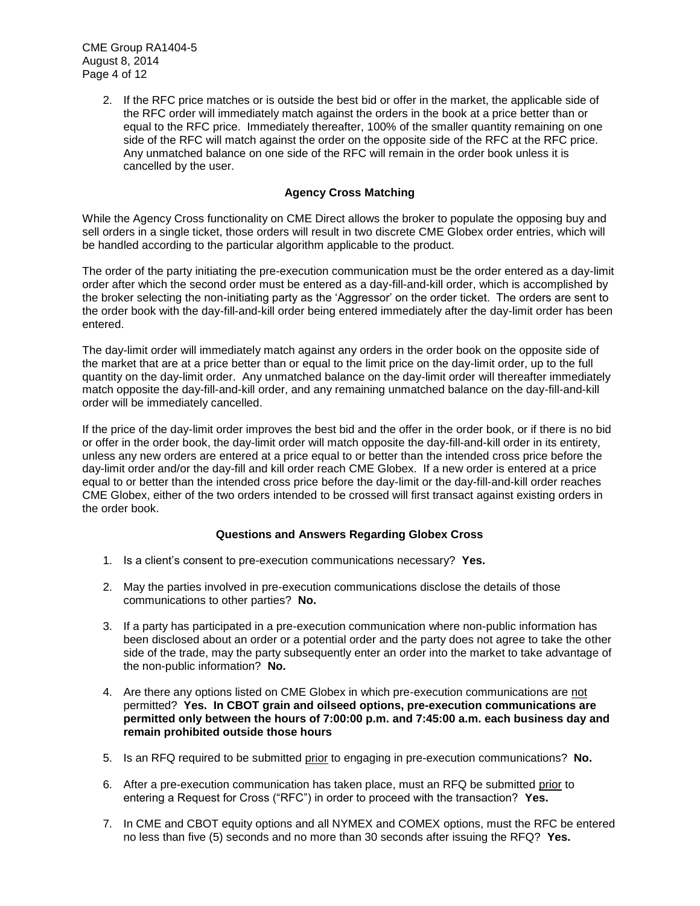2. If the RFC price matches or is outside the best bid or offer in the market, the applicable side of the RFC order will immediately match against the orders in the book at a price better than or equal to the RFC price. Immediately thereafter, 100% of the smaller quantity remaining on one side of the RFC will match against the order on the opposite side of the RFC at the RFC price. Any unmatched balance on one side of the RFC will remain in the order book unless it is cancelled by the user.

### Agency Cross Matching

While the Agency Cross functionality on CME Direct allows the broker to populate the opposing buy and sell orders in a single ticket, those orders will result in two discrete CME Globex order entries, which will be handled according to the particular algorithm applicable to the product.

The order of the party initiating the pre-execution communication must be the order entered as a day-limit order after which the second order must be entered as a day-fill-and-kill order, which is accomplished by the broker selecting the non-initiating party as the 'Aggressor' on the order ticket. The orders are sent to the order book with the day-fill-and-kill order being entered immediately after the day-limit order has been entered.

The day-limit order will immediately match against any orders in the order book on the opposite side of the market that are at a price better than or equal to the limit price on the day-limit order, up to the full quantity on the day-limit order. Any unmatched balance on the day-limit order will thereafter immediately match opposite the day-fill-and-kill order, and any remaining unmatched balance on the day-fill-and-kill order will be immediately cancelled.

If the price of the day-limit order improves the best bid and the offer in the order book, or if there is no bid or offer in the order book, the day-limit order will match opposite the day-fill-and-kill order in its entirety, unless any new orders are entered at a price equal to or better than the intended cross price before the day-limit order and/or the day-fill and kill order reach CME Globex. If a new order is entered at a price equal to or better than the intended cross price before the day-limit or the day-fill-and-kill order reaches CME Globex, either of the two orders intended to be crossed will first transact against existing orders in the order book.

### Questions and Answers Regarding Globex Cross

1. Is a client's consent to pre-execution communications necessary? **Yes.**

2. May the parties involved in pre-execution communications disclose the details of those communications to other parties? **No.**

3. If a party has participated in a pre-execution communication where non-public information has been disclosed about an order or a potential order and the party does not agree to take the other side of the trade, may the party subsequently enter an order into the market to take advantage of the non-public information? **No.**

4. Are there any options listed on CME Globex in which pre-execution communications are not permitted? **Yes. In CBOT grain and oilseed options, pre-execution communications are permitted only between the hours of 7:00:00 p.m. and 7:45:00 a.m. each business day and remain prohibited outside those hours**

5. Is an RFQ required to be submitted prior to engaging in pre-execution communications? **No.**

6. After a pre-execution communication has taken place, must an RFQ be submitted prior to entering a Request for Cross ("RFC") in order to proceed with the transaction? **Yes.**

7. In CME and CBOT equity options and all NYMEX and COMEX options, must the RFC be entered no less than five (5) seconds and no more than 30 seconds after issuing the RFQ? **Yes.**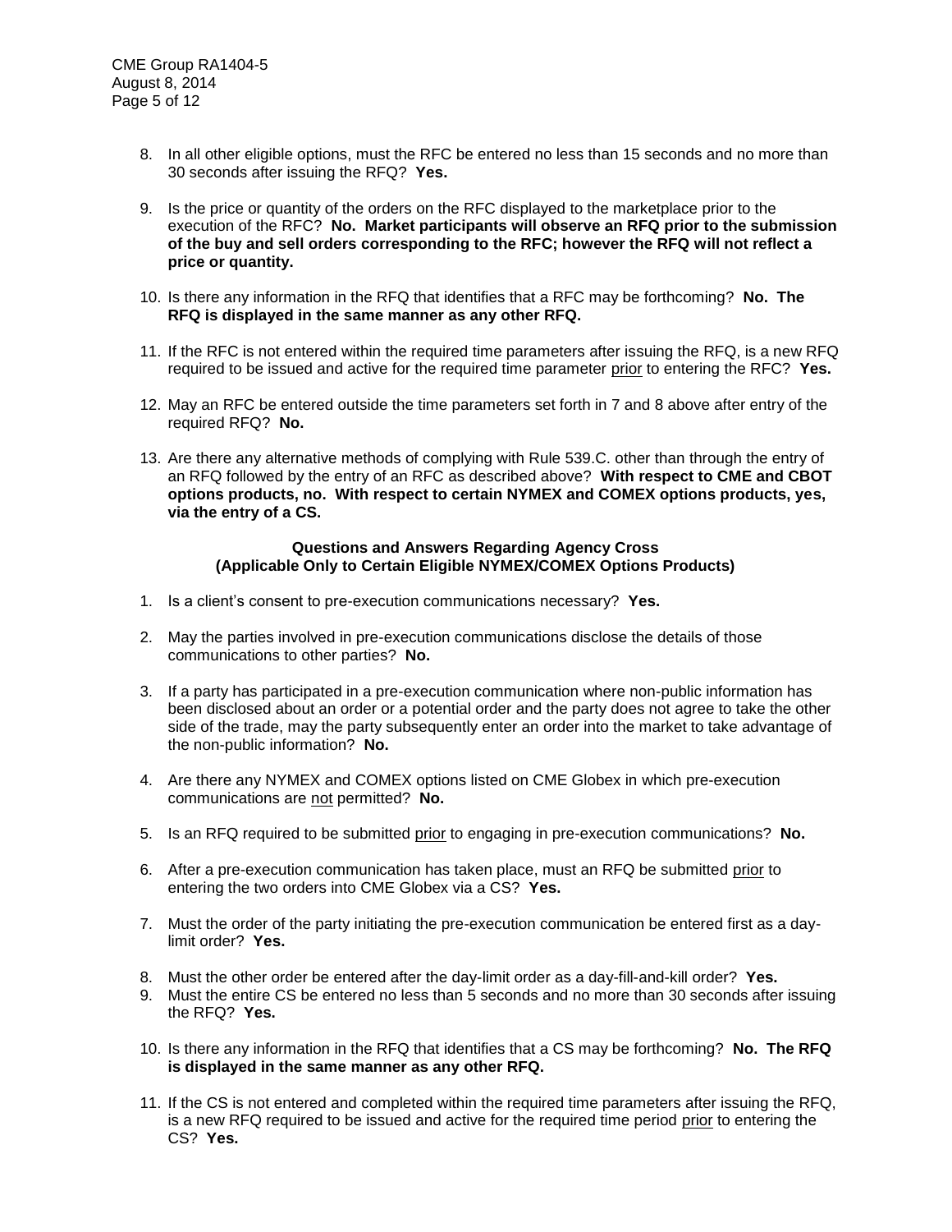8. In all other eligible options, must the RFC be entered no less than 15 seconds and no more than 30 seconds after issuing the RFQ? **Yes.**

9. Is the price or quantity of the orders on the RFC displayed to the marketplace prior to the execution of the RFC? **No. Market participants will observe an RFQ prior to the submission of the buy and sell orders corresponding to the RFC; however the RFQ will not reflect a price or quantity.**

10. Is there any information in the RFQ that identifies that a RFC may be forthcoming? **No. The RFQ is displayed in the same manner as any other RFQ.**

11. If the RFC is not entered within the required time parameters after issuing the RFQ, is a new RFQ required to be issued and active for the required time parameter prior to entering the RFC? **Yes.**

12. May an RFC be entered outside the time parameters set forth in 7 and 8 above after entry of the required RFQ? **No.**

13. Are there any alternative methods of complying with Rule 539.C. other than through the entry of an RFQ followed by the entry of an RFC as described above? **With respect to CME and CBOT options products, no. With respect to certain NYMEX and COMEX options products, yes, via the entry of a CS.**

**Questions and Answers Regarding Agency Cross**
**(Applicable Only to Certain Eligible NYMEX/COMEX Options Products)**

1. Is a client's consent to pre-execution communications necessary? **Yes.**

2. May the parties involved in pre-execution communications disclose the details of those communications to other parties? **No.**

3. If a party has participated in a pre-execution communication where non-public information has been disclosed about an order or a potential order and the party does not agree to take the other side of the trade, may the party subsequently enter an order into the market to take advantage of the non-public information? **No.**

4. Are there any NYMEX and COMEX options listed on CME Globex in which pre-execution communications are not permitted? **No.**

5. Is an RFQ required to be submitted prior to engaging in pre-execution communications? **No.**

6. After a pre-execution communication has taken place, must an RFQ be submitted prior to entering the two orders into CME Globex via a CS? **Yes.**

7. Must the order of the party initiating the pre-execution communication be entered first as a day-limit order? **Yes.**

8. Must the other order be entered after the day-limit order as a day-fill-and-kill order? **Yes.**

9. Must the entire CS be entered no less than 5 seconds and no more than 30 seconds after issuing the RFQ? **Yes.**

10. Is there any information in the RFQ that identifies that a CS may be forthcoming? **No. The RFQ is displayed in the same manner as any other RFQ.**

11. If the CS is not entered and completed within the required time parameters after issuing the RFQ, is a new RFQ required to be issued and active for the required time period prior to entering the CS? **Yes.**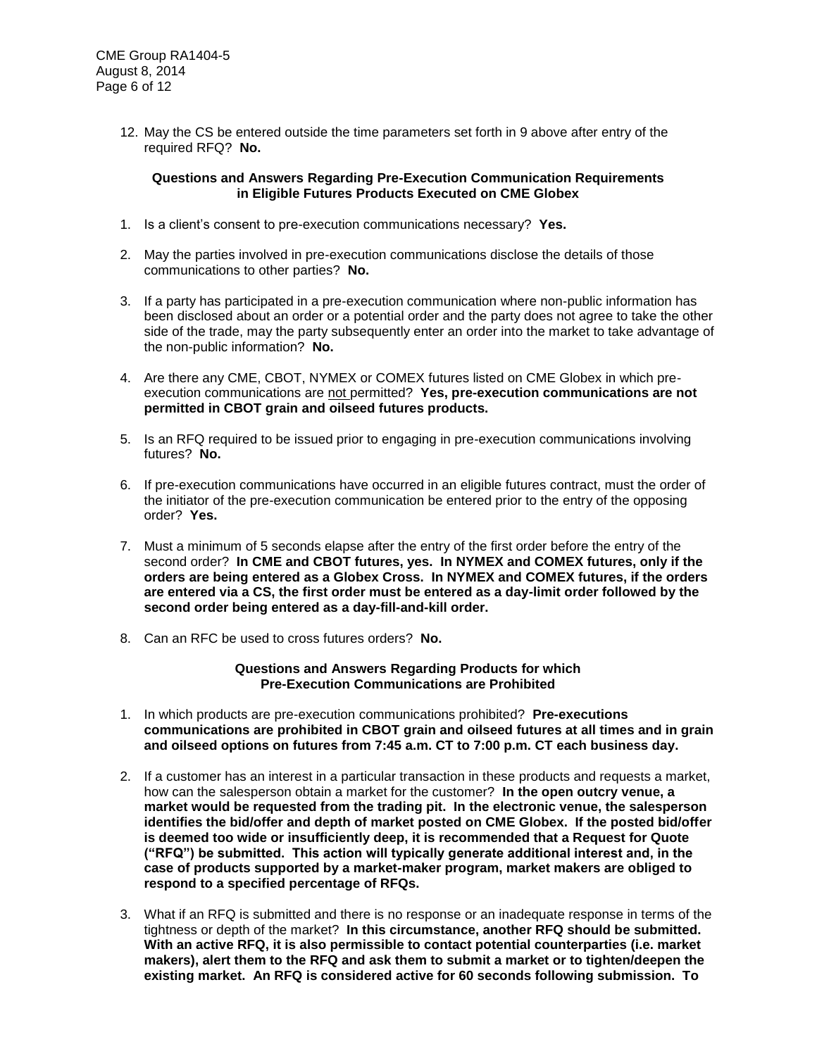12. May the CS be entered outside the time parameters set forth in 9 above after entry of the required RFQ? **No.**

**Questions and Answers Regarding Pre-Execution Communication Requirements in Eligible Futures Products Executed on CME Globex**

1. Is a client's consent to pre-execution communications necessary? **Yes.**

2. May the parties involved in pre-execution communications disclose the details of those communications to other parties? **No.**

3. If a party has participated in a pre-execution communication where non-public information has been disclosed about an order or a potential order and the party does not agree to take the other side of the trade, may the party subsequently enter an order into the market to take advantage of the non-public information? **No.**

4. Are there any CME, CBOT, NYMEX or COMEX futures listed on CME Globex in which pre-execution communications are not permitted? **Yes, pre-execution communications are not permitted in CBOT grain and oilseed futures products.**

5. Is an RFQ required to be issued prior to engaging in pre-execution communications involving futures? **No.**

6. If pre-execution communications have occurred in an eligible futures contract, must the order of the initiator of the pre-execution communication be entered prior to the entry of the opposing order? **Yes.**

7. Must a minimum of 5 seconds elapse after the entry of the first order before the entry of the second order? **In CME and CBOT futures, yes. In NYMEX and COMEX futures, only if the orders are being entered as a Globex Cross. In NYMEX and COMEX futures, if the orders are entered via a CS, the first order must be entered as a day-limit order followed by the second order being entered as a day-fill-and-kill order.**

8. Can an RFC be used to cross futures orders? **No.**

**Questions and Answers Regarding Products for which Pre-Execution Communications are Prohibited**

1. In which products are pre-execution communications prohibited? **Pre-executions communications are prohibited in CBOT grain and oilseed futures at all times and in grain and oilseed options on futures from 7:45 a.m. CT to 7:00 p.m. CT each business day.**

2. If a customer has an interest in a particular transaction in these products and requests a market, how can the salesperson obtain a market for the customer? **In the open outcry venue, a market would be requested from the trading pit. In the electronic venue, the salesperson identifies the bid/offer and depth of market posted on CME Globex. If the posted bid/offer is deemed too wide or insufficiently deep, it is recommended that a Request for Quote ("RFQ") be submitted. This action will typically generate additional interest and, in the case of products supported by a market-maker program, market makers are obliged to respond to a specified percentage of RFQs.**

3. What if an RFQ is submitted and there is no response or an inadequate response in terms of the tightness or depth of the market? **In this circumstance, another RFQ should be submitted. With an active RFQ, it is also permissible to contact potential counterparties (i.e. market makers), alert them to the RFQ and ask them to submit a market or to tighten/deepen the existing market. An RFQ is considered active for 60 seconds following submission. To**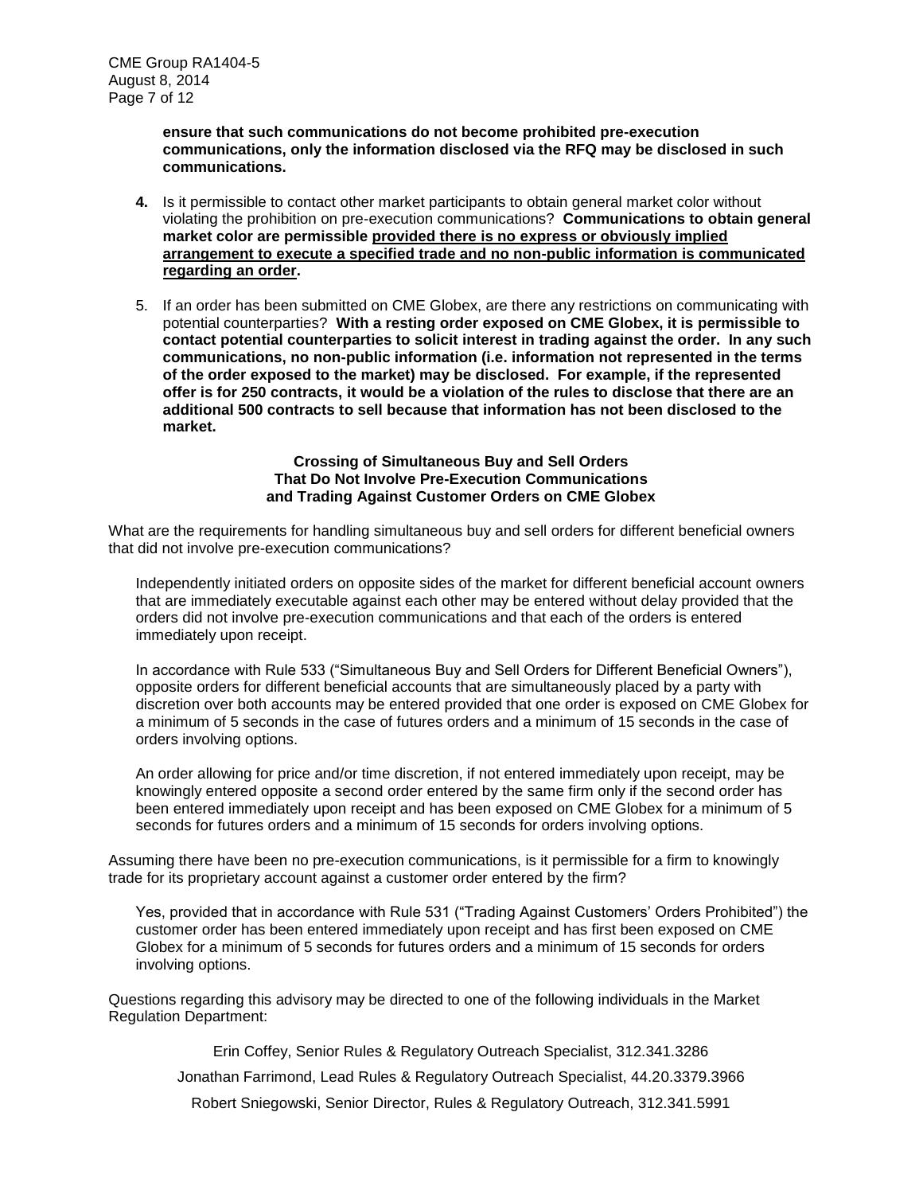**ensure that such communications do not become prohibited pre-execution communications, only the information disclosed via the RFQ may be disclosed in such communications.**

4. Is it permissible to contact other market participants to obtain general market color without violating the prohibition on pre-execution communications? **Communications to obtain general market color are permissible <u>provided there is no express or obviously implied arrangement to execute a specified trade and no non-public information is communicated regarding an order</u>.**

5. If an order has been submitted on CME Globex, are there any restrictions on communicating with potential counterparties? **With a resting order exposed on CME Globex, it is permissible to contact potential counterparties to solicit interest in trading against the order. In any such communications, no non-public information (i.e. information not represented in the terms of the order exposed to the market) may be disclosed. For example, if the represented offer is for 250 contracts, it would be a violation of the rules to disclose that there are an additional 500 contracts to sell because that information has not been disclosed to the market.**

### Crossing of Simultaneous Buy and Sell Orders That Do Not Involve Pre-Execution Communications and Trading Against Customer Orders on CME Globex

What are the requirements for handling simultaneous buy and sell orders for different beneficial owners that did not involve pre-execution communications?

Independently initiated orders on opposite sides of the market for different beneficial account owners that are immediately executable against each other may be entered without delay provided that the orders did not involve pre-execution communications and that each of the orders is entered immediately upon receipt.

In accordance with Rule 533 ("Simultaneous Buy and Sell Orders for Different Beneficial Owners"), opposite orders for different beneficial accounts that are simultaneously placed by a party with discretion over both accounts may be entered provided that one order is exposed on CME Globex for a minimum of 5 seconds in the case of futures orders and a minimum of 15 seconds in the case of orders involving options.

An order allowing for price and/or time discretion, if not entered immediately upon receipt, may be knowingly entered opposite a second order entered by the same firm only if the second order has been entered immediately upon receipt and has been exposed on CME Globex for a minimum of 5 seconds for futures orders and a minimum of 15 seconds for orders involving options.

Assuming there have been no pre-execution communications, is it permissible for a firm to knowingly trade for its proprietary account against a customer order entered by the firm?

Yes, provided that in accordance with Rule 531 ("Trading Against Customers' Orders Prohibited") the customer order has been entered immediately upon receipt and has first been exposed on CME Globex for a minimum of 5 seconds for futures orders and a minimum of 15 seconds for orders involving options.

Questions regarding this advisory may be directed to one of the following individuals in the Market Regulation Department:

Erin Coffey, Senior Rules & Regulatory Outreach Specialist, 312.341.3286

Jonathan Farrimond, Lead Rules & Regulatory Outreach Specialist, 44.20.3379.3966

Robert Sniegowski, Senior Director, Rules & Regulatory Outreach, 312.341.5991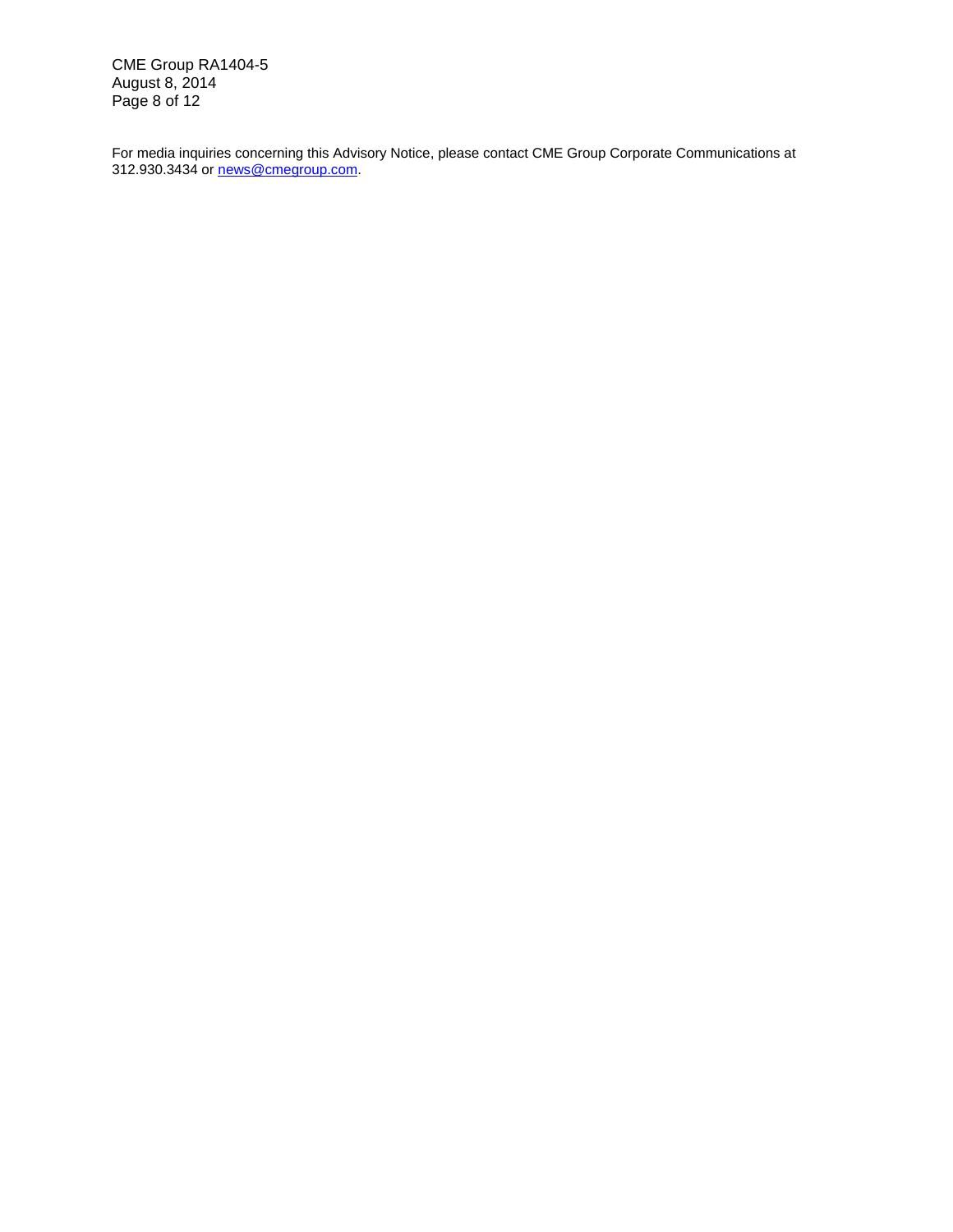For media inquiries concerning this Advisory Notice, please contact CME Group Corporate Communications at 312.930.3434 or news@cmegroup.com.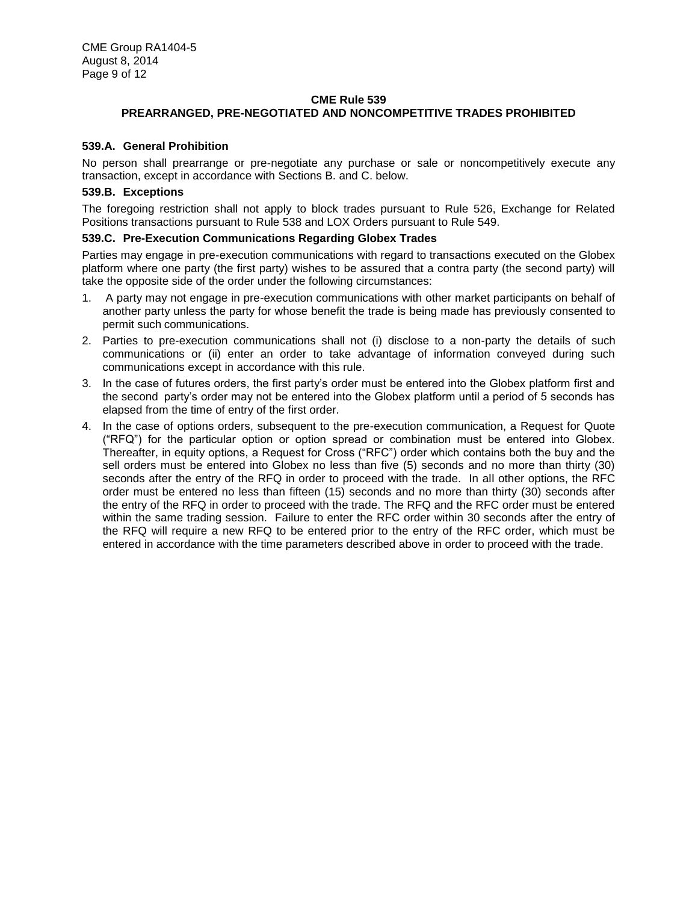## CME Rule 539
## PREARRANGED, PRE-NEGOTIATED AND NONCOMPETITIVE TRADES PROHIBITED

### 539.A. General Prohibition

No person shall prearrange or pre-negotiate any purchase or sale or noncompetitively execute any transaction, except in accordance with Sections B. and C. below.

### 539.B. Exceptions

The foregoing restriction shall not apply to block trades pursuant to Rule 526, Exchange for Related Positions transactions pursuant to Rule 538 and LOX Orders pursuant to Rule 549.

### 539.C. Pre-Execution Communications Regarding Globex Trades

Parties may engage in pre-execution communications with regard to transactions executed on the Globex platform where one party (the first party) wishes to be assured that a contra party (the second party) will take the opposite side of the order under the following circumstances:

1. A party may not engage in pre-execution communications with other market participants on behalf of another party unless the party for whose benefit the trade is being made has previously consented to permit such communications.
2. Parties to pre-execution communications shall not (i) disclose to a non-party the details of such communications or (ii) enter an order to take advantage of information conveyed during such communications except in accordance with this rule.
3. In the case of futures orders, the first party's order must be entered into the Globex platform first and the second party's order may not be entered into the Globex platform until a period of 5 seconds has elapsed from the time of entry of the first order.
4. In the case of options orders, subsequent to the pre-execution communication, a Request for Quote ("RFQ") for the particular option or option spread or combination must be entered into Globex. Thereafter, in equity options, a Request for Cross ("RFC") order which contains both the buy and the sell orders must be entered into Globex no less than five (5) seconds and no more than thirty (30) seconds after the entry of the RFQ in order to proceed with the trade. In all other options, the RFC order must be entered no less than fifteen (15) seconds and no more than thirty (30) seconds after the entry of the RFQ in order to proceed with the trade. The RFQ and the RFC order must be entered within the same trading session. Failure to enter the RFC order within 30 seconds after the entry of the RFQ will require a new RFQ to be entered prior to the entry of the RFC order, which must be entered in accordance with the time parameters described above in order to proceed with the trade.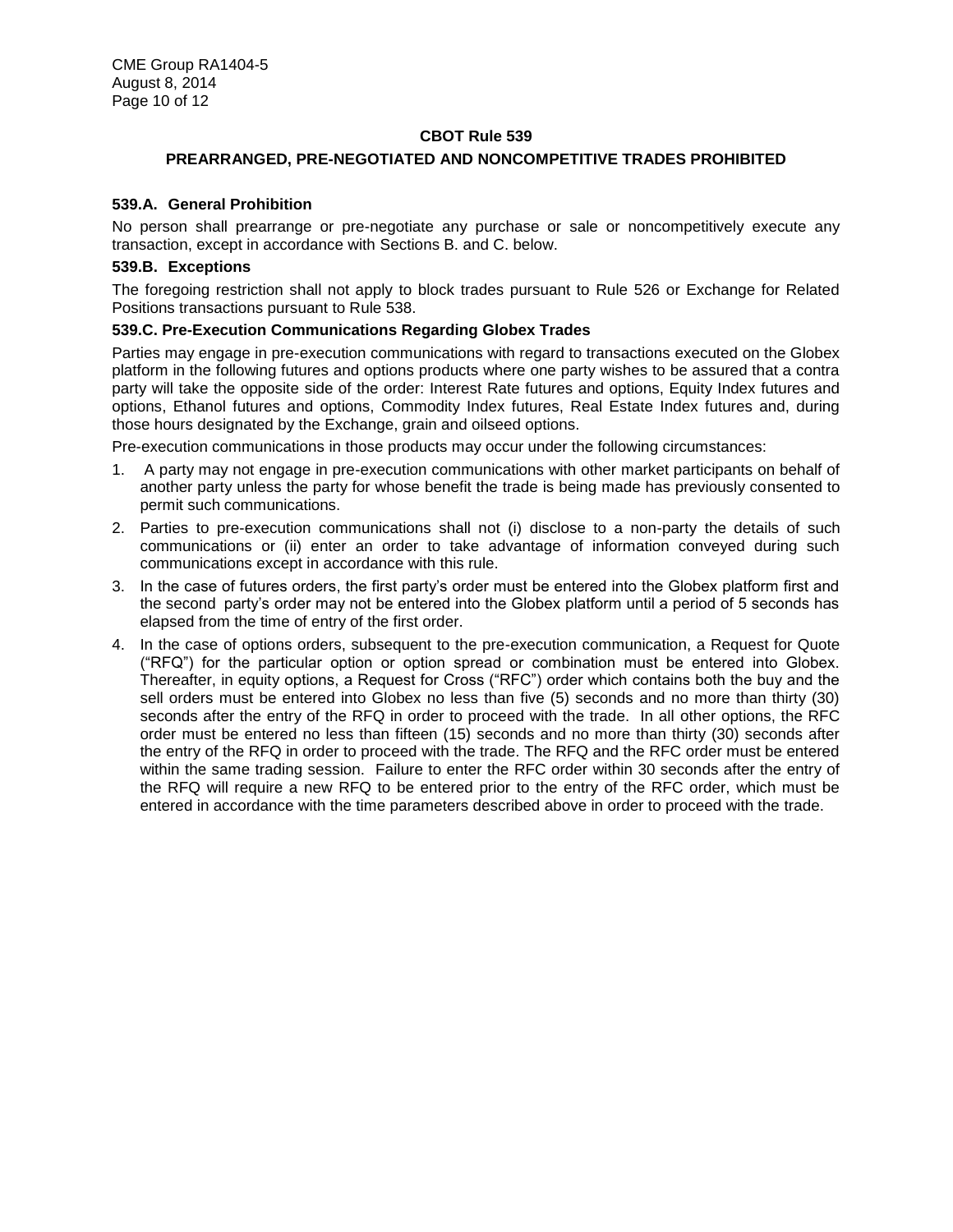## CBOT Rule 539

## PREARRANGED, PRE-NEGOTIATED AND NONCOMPETITIVE TRADES PROHIBITED

### 539.A. General Prohibition

No person shall prearrange or pre-negotiate any purchase or sale or noncompetitively execute any transaction, except in accordance with Sections B. and C. below.

### 539.B. Exceptions

The foregoing restriction shall not apply to block trades pursuant to Rule 526 or Exchange for Related Positions transactions pursuant to Rule 538.

### 539.C. Pre-Execution Communications Regarding Globex Trades

Parties may engage in pre-execution communications with regard to transactions executed on the Globex platform in the following futures and options products where one party wishes to be assured that a contra party will take the opposite side of the order: Interest Rate futures and options, Equity Index futures and options, Ethanol futures and options, Commodity Index futures, Real Estate Index futures and, during those hours designated by the Exchange, grain and oilseed options.

Pre-execution communications in those products may occur under the following circumstances:

1. A party may not engage in pre-execution communications with other market participants on behalf of another party unless the party for whose benefit the trade is being made has previously consented to permit such communications.
2. Parties to pre-execution communications shall not (i) disclose to a non-party the details of such communications or (ii) enter an order to take advantage of information conveyed during such communications except in accordance with this rule.
3. In the case of futures orders, the first party's order must be entered into the Globex platform first and the second party's order may not be entered into the Globex platform until a period of 5 seconds has elapsed from the time of entry of the first order.
4. In the case of options orders, subsequent to the pre-execution communication, a Request for Quote ("RFQ") for the particular option or option spread or combination must be entered into Globex. Thereafter, in equity options, a Request for Cross ("RFC") order which contains both the buy and the sell orders must be entered into Globex no less than five (5) seconds and no more than thirty (30) seconds after the entry of the RFQ in order to proceed with the trade. In all other options, the RFC order must be entered no less than fifteen (15) seconds and no more than thirty (30) seconds after the entry of the RFQ in order to proceed with the trade. The RFQ and the RFC order must be entered within the same trading session. Failure to enter the RFC order within 30 seconds after the entry of the RFQ will require a new RFQ to be entered prior to the entry of the RFC order, which must be entered in accordance with the time parameters described above in order to proceed with the trade.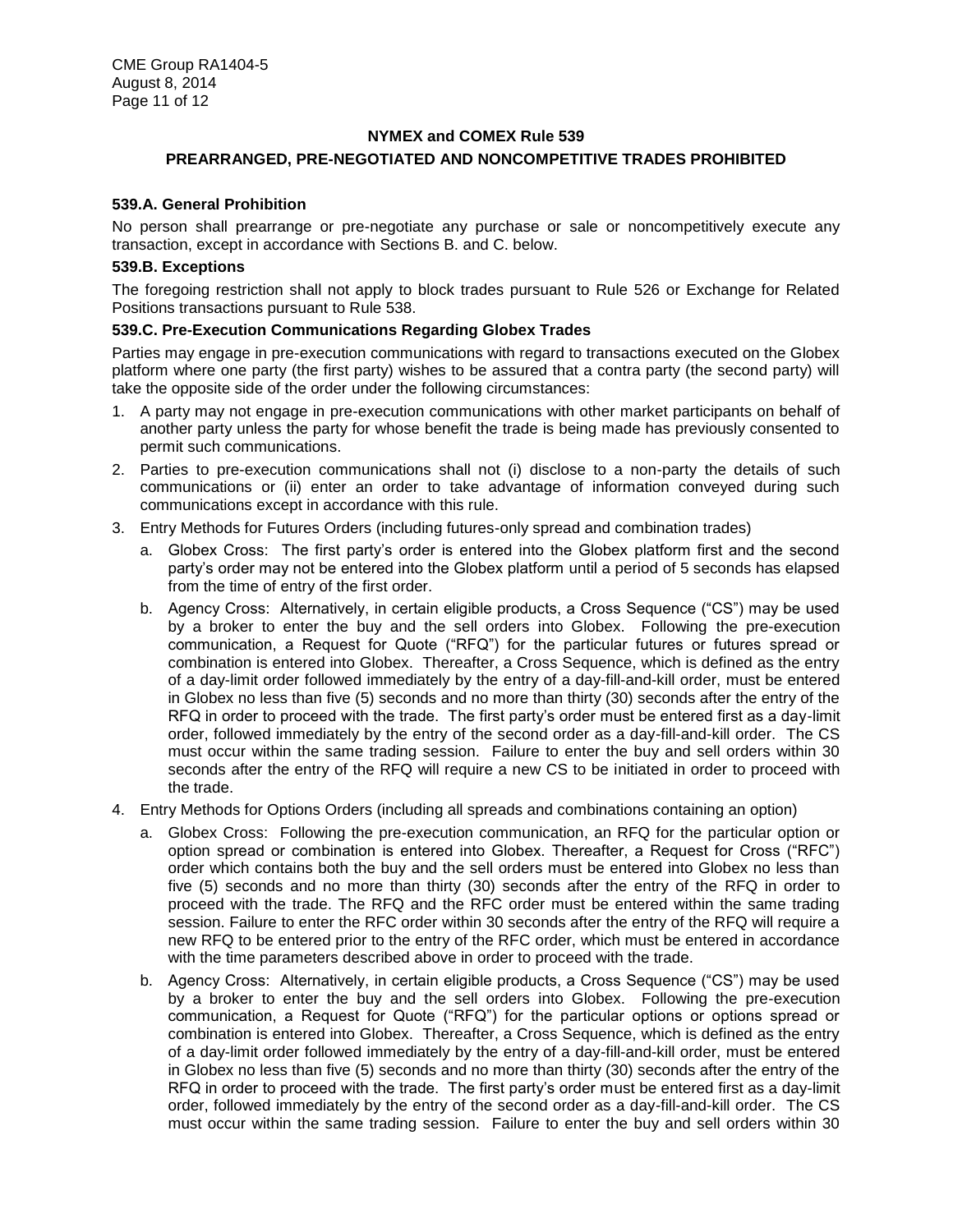## NYMEX and COMEX Rule 539

## PREARRANGED, PRE-NEGOTIATED AND NONCOMPETITIVE TRADES PROHIBITED

### 539.A. General Prohibition

No person shall prearrange or pre-negotiate any purchase or sale or noncompetitively execute any transaction, except in accordance with Sections B. and C. below.

### 539.B. Exceptions

The foregoing restriction shall not apply to block trades pursuant to Rule 526 or Exchange for Related Positions transactions pursuant to Rule 538.

### 539.C. Pre-Execution Communications Regarding Globex Trades

Parties may engage in pre-execution communications with regard to transactions executed on the Globex platform where one party (the first party) wishes to be assured that a contra party (the second party) will take the opposite side of the order under the following circumstances:

1. A party may not engage in pre-execution communications with other market participants on behalf of another party unless the party for whose benefit the trade is being made has previously consented to permit such communications.
2. Parties to pre-execution communications shall not (i) disclose to a non-party the details of such communications or (ii) enter an order to take advantage of information conveyed during such communications except in accordance with this rule.
3. Entry Methods for Futures Orders (including futures-only spread and combination trades)
   a. Globex Cross: The first party's order is entered into the Globex platform first and the second party's order may not be entered into the Globex platform until a period of 5 seconds has elapsed from the time of entry of the first order.
   b. Agency Cross: Alternatively, in certain eligible products, a Cross Sequence ("CS") may be used by a broker to enter the buy and the sell orders into Globex. Following the pre-execution communication, a Request for Quote ("RFQ") for the particular futures or futures spread or combination is entered into Globex. Thereafter, a Cross Sequence, which is defined as the entry of a day-limit order followed immediately by the entry of a day-fill-and-kill order, must be entered in Globex no less than five (5) seconds and no more than thirty (30) seconds after the entry of the RFQ in order to proceed with the trade. The first party's order must be entered first as a day-limit order, followed immediately by the entry of the second order as a day-fill-and-kill order. The CS must occur within the same trading session. Failure to enter the buy and sell orders within 30 seconds after the entry of the RFQ will require a new CS to be initiated in order to proceed with the trade.
4. Entry Methods for Options Orders (including all spreads and combinations containing an option)
   a. Globex Cross: Following the pre-execution communication, an RFQ for the particular option or option spread or combination is entered into Globex. Thereafter, a Request for Cross ("RFC") order which contains both the buy and the sell orders must be entered into Globex no less than five (5) seconds and no more than thirty (30) seconds after the entry of the RFQ in order to proceed with the trade. The RFQ and the RFC order must be entered within the same trading session. Failure to enter the RFC order within 30 seconds after the entry of the RFQ will require a new RFQ to be entered prior to the entry of the RFC order, which must be entered in accordance with the time parameters described above in order to proceed with the trade.
   b. Agency Cross: Alternatively, in certain eligible products, a Cross Sequence ("CS") may be used by a broker to enter the buy and the sell orders into Globex. Following the pre-execution communication, a Request for Quote ("RFQ") for the particular options or options spread or combination is entered into Globex. Thereafter, a Cross Sequence, which is defined as the entry of a day-limit order followed immediately by the entry of a day-fill-and-kill order, must be entered in Globex no less than five (5) seconds and no more than thirty (30) seconds after the entry of the RFQ in order to proceed with the trade. The first party's order must be entered first as a day-limit order, followed immediately by the entry of the second order as a day-fill-and-kill order. The CS must occur within the same trading session. Failure to enter the buy and sell orders within 30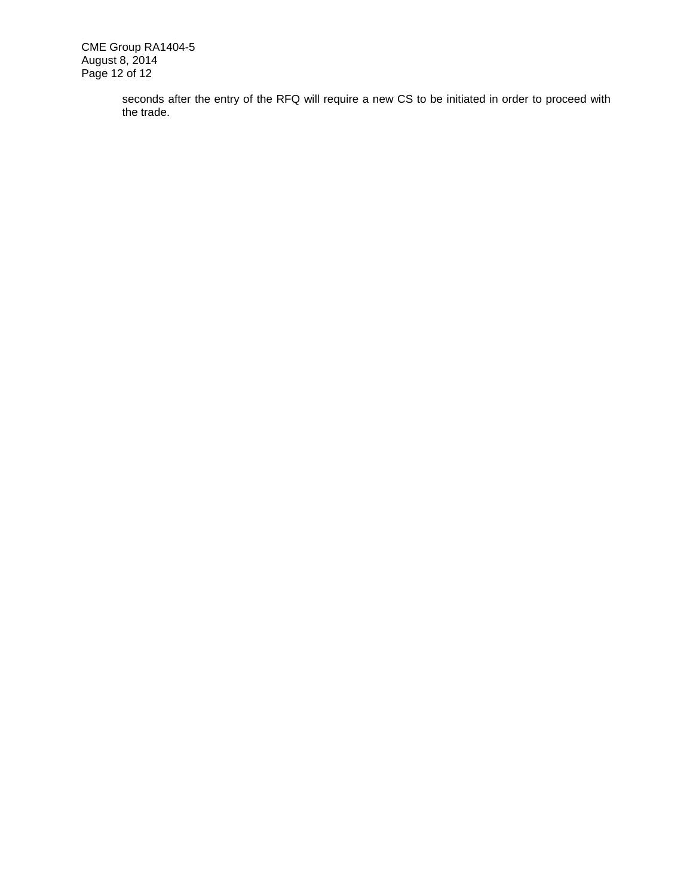seconds after the entry of the RFQ will require a new CS to be initiated in order to proceed with the trade.